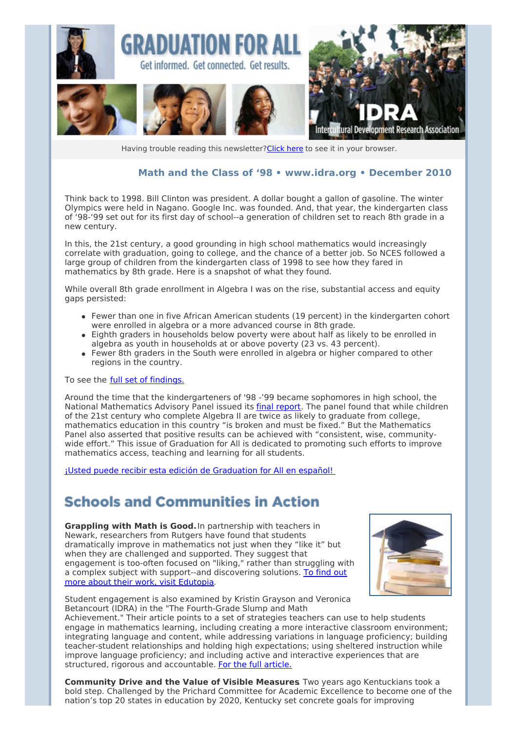# GRADUATION FOR ALL

Get informed. Get connected. Get results.

IDRA Intercultural Development Research Association

Having trouble reading this newsletter? Click here to see it in your browser.

### Math and the Class of '98 • www.idra.org • December 2010

Think back to 1998. Bill Clinton was president. A dollar bought a gallon of gasoline. The winter Olympics were held in Nagano. Google Inc. was founded. And, that year, the kindergarten class of '98-'99 set out for its first day of school--a generation of children set to reach 8th grade in a new century.

In this, the 21st century, a good grounding in high school mathematics would increasingly correlate with graduation, going to college, and the chance of a better job. So NCES followed a large group of children from the kindergarten class of 1998 to see how they fared in mathematics by 8th grade. Here is a snapshot of what they found.

While overall 8th grade enrollment in Algebra I was on the rise, substantial access and equity gaps persisted:

- Fewer than one in five African American students (19 percent) in the kindergarten cohort were enrolled in algebra or a more advanced course in 8th grade.
- Eighth graders in households below poverty were about half as likely to be enrolled in algebra as youth in households at or above poverty (23 vs. 43 percent).
- Fewer 8th graders in the South were enrolled in algebra or higher compared to other regions in the country.

To see the full set of findings.

Around the time that the kindergarteners of '98 -'99 became sophomores in high school, the National Mathematics Advisory Panel issued its final report. The panel found that while children of the 21st century who complete Algebra II are twice as likely to graduate from college, mathematics education in this country "is broken and must be fixed." But the Mathematics Panel also asserted that positive results can be achieved with "consistent, wise, community-wide effort." This issue of Graduation for All is dedicated to promoting such efforts to improve mathematics access, teaching and learning for all students.

¡Usted puede recibir esta edición de Graduation for All en español!

## Schools and Communities in Action

**Grappling with Math is Good.** In partnership with teachers in Newark, researchers from Rutgers have found that students dramatically improve in mathematics not just when they "like it" but when they are challenged and supported. They suggest that engagement is too-often focused on "liking," rather than struggling with a complex subject with support--and discovering solutions. To find out more about their work, visit Edutopia.

Student engagement is also examined by Kristin Grayson and Veronica Betancourt (IDRA) in the "The Fourth-Grade Slump and Math Achievement." Their article points to a set of strategies teachers can use to help students engage in mathematics learning, including creating a more interactive classroom environment; integrating language and content, while addressing variations in language proficiency; building teacher-student relationships and holding high expectations; using sheltered instruction while improve language proficiency; and including active and interactive experiences that are structured, rigorous and accountable. For the full article.

**Community Drive and the Value of Visible Measures** Two years ago Kentuckians took a bold step. Challenged by the Prichard Committee for Academic Excellence to become one of the nation's top 20 states in education by 2020, Kentucky set concrete goals for improving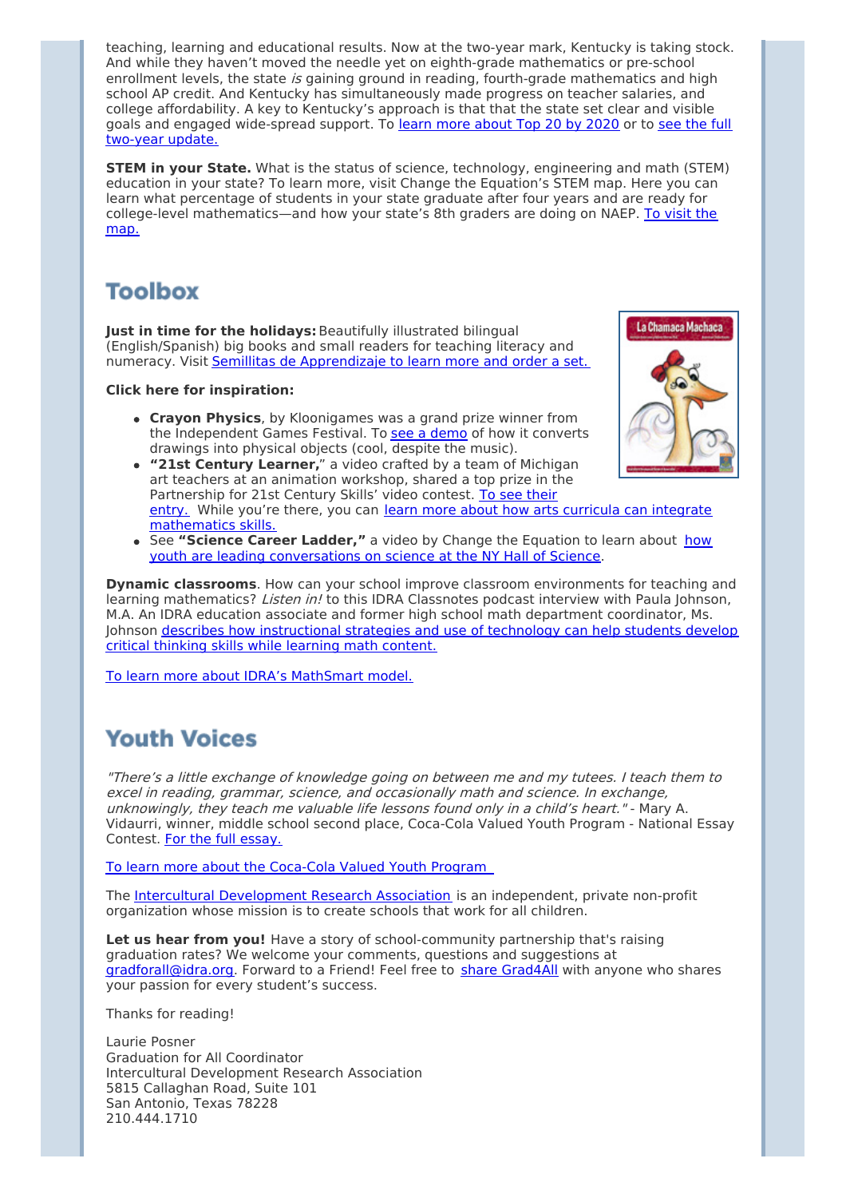teaching, learning and educational results. Now at the two-year mark, Kentucky is taking stock. And while they haven't moved the needle yet on eighth-grade mathematics or pre-school enrollment levels, the state *is* gaining ground in reading, fourth-grade mathematics and high school AP credit. And Kentucky has simultaneously made progress on teacher salaries, and college affordability. A key to Kentucky's approach is that that the state set clear and visible goals and engaged wide-spread support. To learn more about Top 20 by 2020 or to see the full two-year update.

**STEM in your State.** What is the status of science, technology, engineering and math (STEM) education in your state? To learn more, visit Change the Equation's STEM map. Here you can learn what percentage of students in your state graduate after four years and are ready for college-level mathematics—and how your state's 8th graders are doing on NAEP. To visit the map.

## Toolbox

**Just in time for the holidays:** Beautifully illustrated bilingual (English/Spanish) big books and small readers for teaching literacy and numeracy. Visit Semillitas de Apprendizaje to learn more and order a set.

**Click here for inspiration:**

- **Crayon Physics**, by Kloonigames was a grand prize winner from the Independent Games Festival. To see a demo of how it converts drawings into physical objects (cool, despite the music).
- **"21st Century Learner,"** a video crafted by a team of Michigan art teachers at an animation workshop, shared a top prize in the Partnership for 21st Century Skills' video contest. To see their entry. While you're there, you can learn more about how arts curricula can integrate mathematics skills.
- See **"Science Career Ladder,"** a video by Change the Equation to learn about how youth are leading conversations on science at the NY Hall of Science.

**Dynamic classrooms**. How can your school improve classroom environments for teaching and learning mathematics? *Listen in!* to this IDRA Classnotes podcast interview with Paula Johnson, M.A. An IDRA education associate and former high school math department coordinator, Ms. Johnson describes how instructional strategies and use of technology can help students develop critical thinking skills while learning math content.

To learn more about IDRA's MathSmart model.

## Youth Voices

*"There's a little exchange of knowledge going on between me and my tutees. I teach them to excel in reading, grammar, science, and occasionally math and science. In exchange, unknowingly, they teach me valuable life lessons found only in a child's heart."* - Mary A. Vidaurri, winner, middle school second place, Coca-Cola Valued Youth Program - National Essay Contest. For the full essay.

To learn more about the Coca-Cola Valued Youth Program

The Intercultural Development Research Association is an independent, private non-profit organization whose mission is to create schools that work for all children.

**Let us hear from you!** Have a story of school-community partnership that's raising graduation rates? We welcome your comments, questions and suggestions at gradforall@idra.org. Forward to a Friend! Feel free to share Grad4All with anyone who shares your passion for every student's success.

Thanks for reading!

Laurie Posner
Graduation for All Coordinator
Intercultural Development Research Association
5815 Callaghan Road, Suite 101
San Antonio, Texas 78228
210.444.1710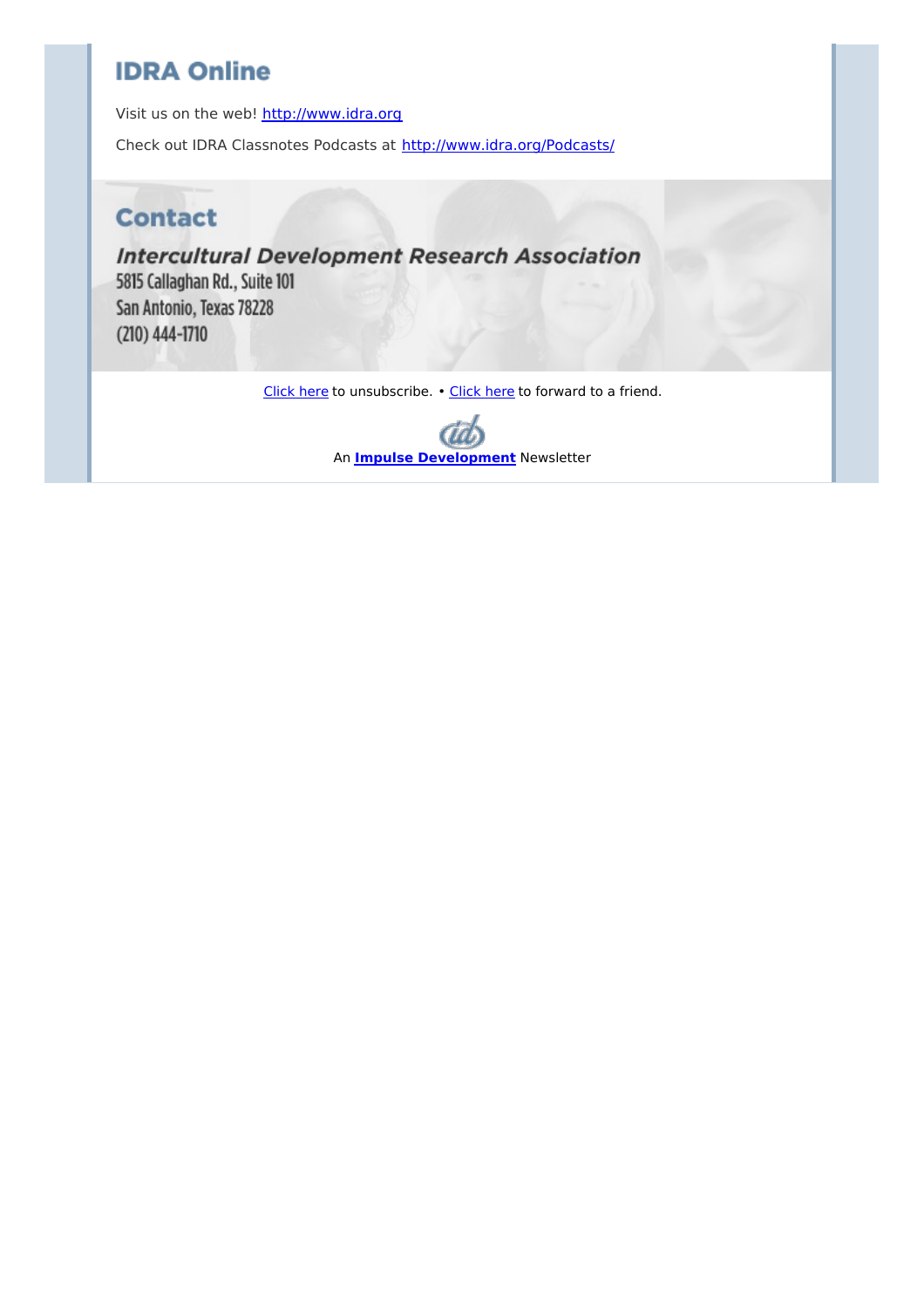## IDRA Online

Visit us on the web! http://www.idra.org

Check out IDRA Classnotes Podcasts at http://www.idra.org/Podcasts/

## Contact

***Intercultural Development Research Association***

5815 Callaghan Rd., Suite 101
San Antonio, Texas 78228
(210) 444-1710

Click here to unsubscribe. • Click here to forward to a friend.

An **Impulse Development** Newsletter